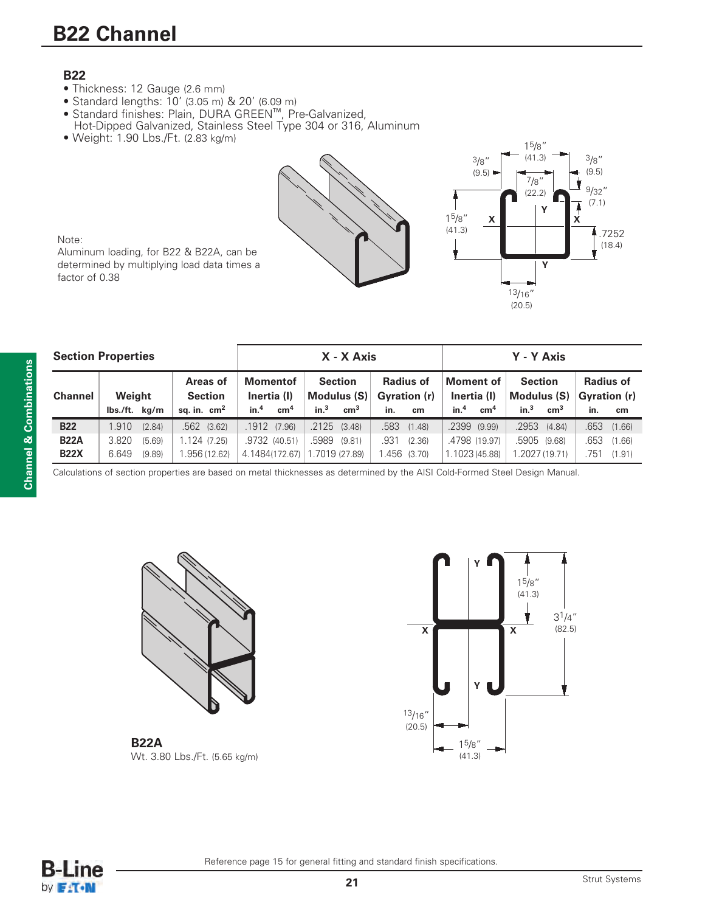# B22 Channel

### B22

- Thickness: 12 Gauge (2.6 mm)
- Standard lengths: 10' (3.05 m) & 20' (6.09 m)
- Standard finishes: Plain, DURA GREEN™, Pre-Galvanized, Hot-Dipped Galvanized, Stainless Steel Type 304 or 316, Aluminum
- Weight: 1.90 Lbs./Ft. (2.83 kg/m)

Note:
Aluminum loading, for B22 & B22A, can be determined by multiplying load data times a factor of 0.38

| Section Properties | | | X - X Axis | | | Y - Y Axis | | |
|---|---|---|---|---|---|---|---|---|
| Channel | Weight lbs./ft. kg/m | Areas of Section sq. in. $cm^2$ | Momentof Inertia (I) $in.^4$ $cm^4$ | Section Modulus (S) $in.^3$ $cm^3$ | Radius of Gyration (r) in. cm | Moment of Inertia (I) $in.^4$ $cm^4$ | Section Modulus (S) $in.^3$ $cm^3$ | Radius of Gyration (r) in. cm |
| **B22** | 1.910 (2.84) | .562 (3.62) | .1912 (7.96) | .2125 (3.48) | .583 (1.48) | .2399 (9.99) | .2953 (4.84) | .653 (1.66) |
| **B22A** | 3.820 (5.69) | 1.124 (7.25) | .9732 (40.51) | .5989 (9.81) | .931 (2.36) | .4798 (19.97) | .5905 (9.68) | .653 (1.66) |
| **B22X** | 6.649 (9.89) | 1.956 (12.62) | 4.1484 (172.67) | 1.7019 (27.89) | 1.456 (3.70) | 1.1023 (45.88) | 1.2027 (19.71) | .751 (1.91) |

Calculations of section properties are based on metal thicknesses as determined by the AISI Cold-Formed Steel Design Manual.

**B22A**
Wt. 3.80 Lbs./Ft. (5.65 kg/m)

Reference page 15 for general fitting and standard finish specifications.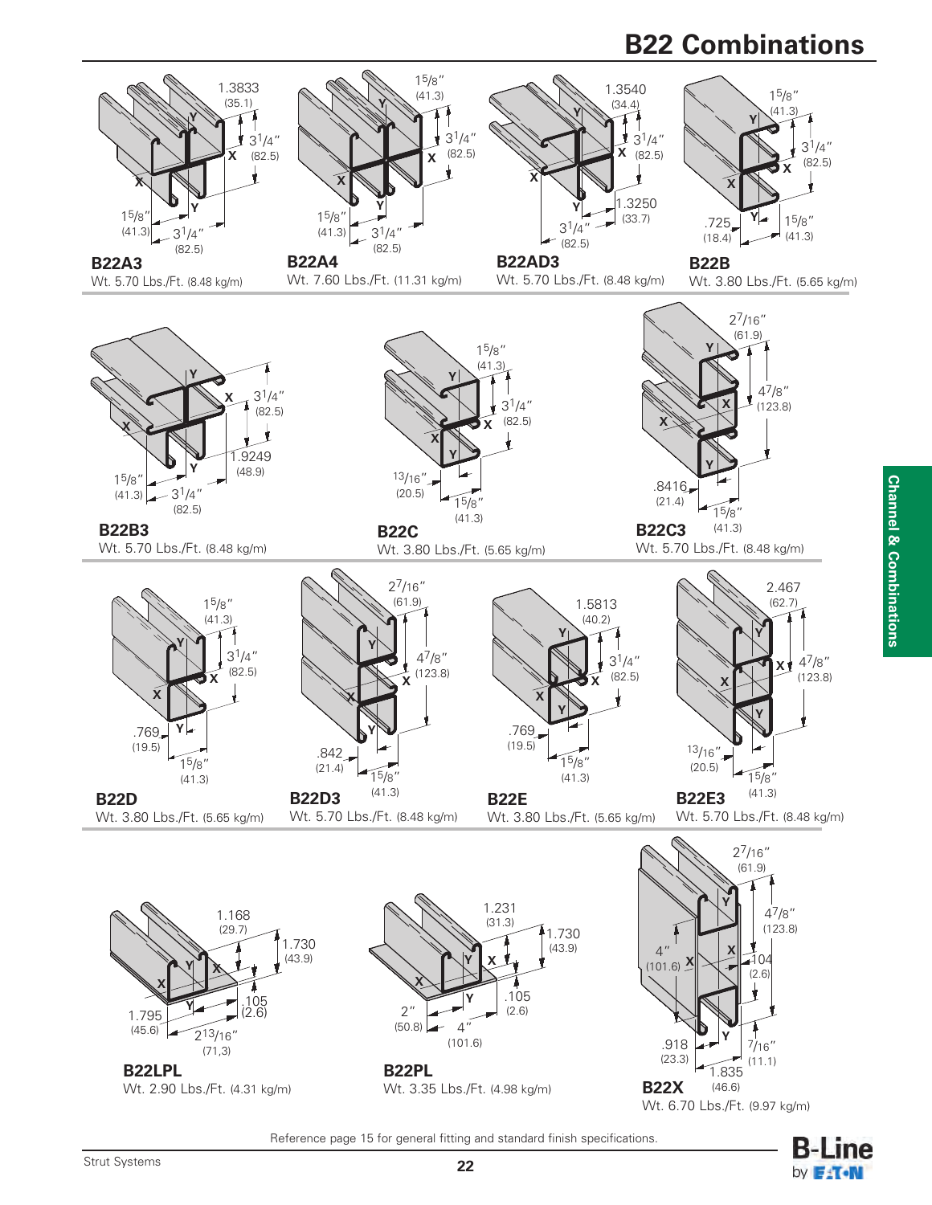# B22 Combinations

**B22A3**
Wt. 5.70 Lbs./Ft. (8.48 kg/m)

**B22A4**
Wt. 7.60 Lbs./Ft. (11.31 kg/m)

**B22AD3**
Wt. 5.70 Lbs./Ft. (8.48 kg/m)

**B22B**
Wt. 3.80 Lbs./Ft. (5.65 kg/m)

**B22B3**
Wt. 5.70 Lbs./Ft. (8.48 kg/m)

**B22C**
Wt. 3.80 Lbs./Ft. (5.65 kg/m)

**B22C3**
Wt. 5.70 Lbs./Ft. (8.48 kg/m)

**B22D**
Wt. 3.80 Lbs./Ft. (5.65 kg/m)

**B22D3**
Wt. 5.70 Lbs./Ft. (8.48 kg/m)

**B22E**
Wt. 3.80 Lbs./Ft. (5.65 kg/m)

**B22E3**
Wt. 5.70 Lbs./Ft. (8.48 kg/m)

**B22LPL**
Wt. 2.90 Lbs./Ft. (4.31 kg/m)

**B22PL**
Wt. 3.35 Lbs./Ft. (4.98 kg/m)

**B22X**
Wt. 6.70 Lbs./Ft. (9.97 kg/m)

Reference page 15 for general fitting and standard finish specifications.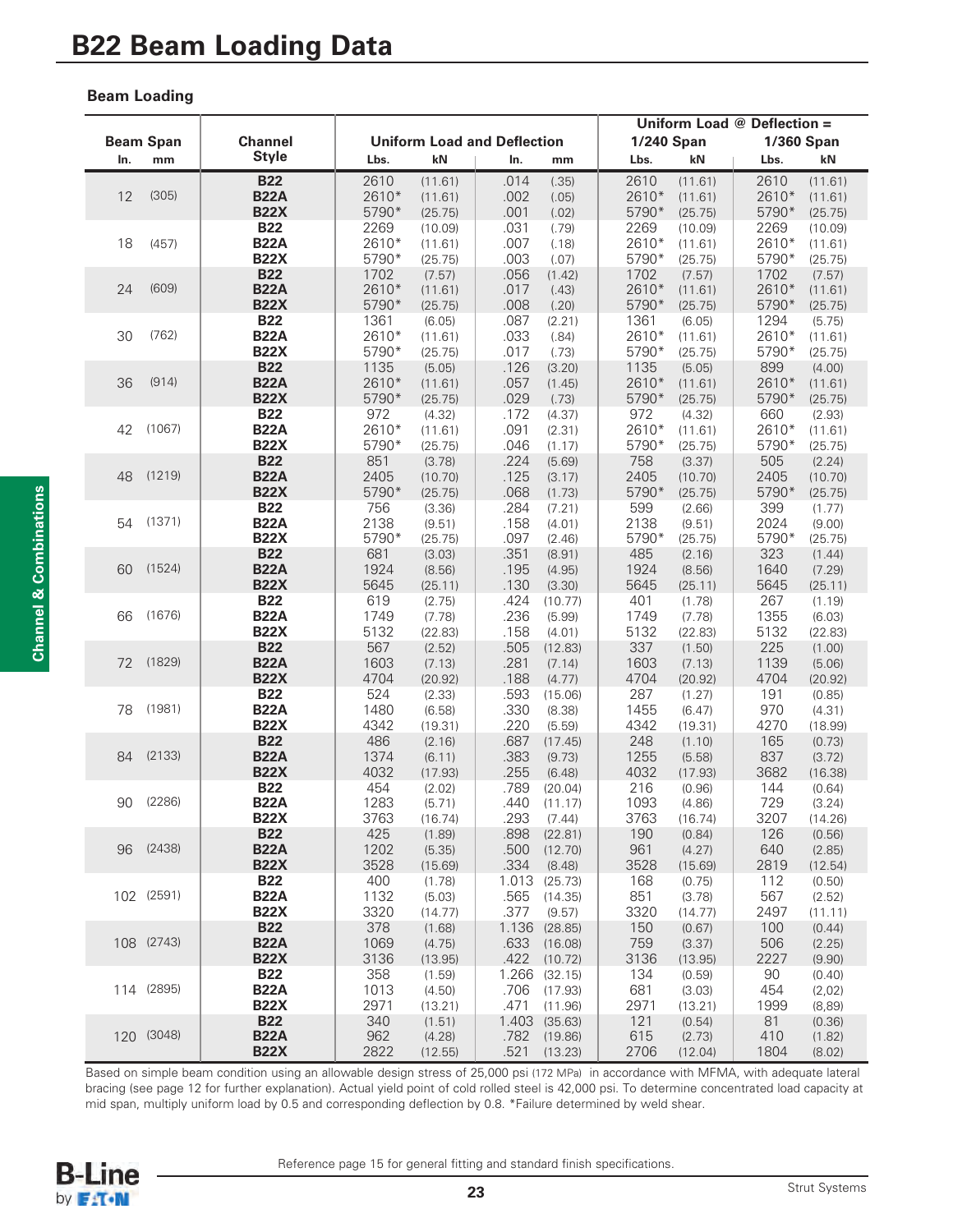# B22 Beam Loading Data

### Beam Loading

| Beam Span | | Channel | Uniform Load and Deflection | | | | Uniform Load @ Deflection = | | | |
|---|---|---|---|---|---|---|---|---|---|---|
| | | | | | | | 1/240 Span | | 1/360 Span | |
| In. | mm | Style | Lbs. | kN | In. | mm | Lbs. | kN | Lbs. | kN |
| 12 | (305) | **B22** | 2610 | (11.61) | .014 | (.35) | 2610 | (11.61) | 2610 | (11.61) |
| | | **B22A** | 2610* | (11.61) | .002 | (.05) | 2610* | (11.61) | 2610* | (11.61) |
| | | **B22X** | 5790* | (25.75) | .001 | (.02) | 5790* | (25.75) | 5790* | (25.75) |
| 18 | (457) | **B22** | 2269 | (10.09) | .031 | (.79) | 2269 | (10.09) | 2269 | (10.09) |
| | | **B22A** | 2610* | (11.61) | .007 | (.18) | 2610* | (11.61) | 2610* | (11.61) |
| | | **B22X** | 5790* | (25.75) | .003 | (.07) | 5790* | (25.75) | 5790* | (25.75) |
| 24 | (609) | **B22** | 1702 | (7.57) | .056 | (1.42) | 1702 | (7.57) | 1702 | (7.57) |
| | | **B22A** | 2610* | (11.61) | .017 | (.43) | 2610* | (11.61) | 2610* | (11.61) |
| | | **B22X** | 5790* | (25.75) | .008 | (.20) | 5790* | (25.75) | 5790* | (25.75) |
| 30 | (762) | **B22** | 1361 | (6.05) | .087 | (2.21) | 1361 | (6.05) | 1294 | (5.75) |
| | | **B22A** | 2610* | (11.61) | .033 | (.84) | 2610* | (11.61) | 2610* | (11.61) |
| | | **B22X** | 5790* | (25.75) | .017 | (.73) | 5790* | (25.75) | 5790* | (25.75) |
| 36 | (914) | **B22** | 1135 | (5.05) | .126 | (3.20) | 1135 | (5.05) | 899 | (4.00) |
| | | **B22A** | 2610* | (11.61) | .057 | (1.45) | 2610* | (11.61) | 2610* | (11.61) |
| | | **B22X** | 5790* | (25.75) | .029 | (.73) | 5790* | (25.75) | 5790* | (25.75) |
| 42 | (1067) | **B22** | 972 | (4.32) | .172 | (4.37) | 972 | (4.32) | 660 | (2.93) |
| | | **B22A** | 2610* | (11.61) | .091 | (2.31) | 2610* | (11.61) | 2610* | (11.61) |
| | | **B22X** | 5790* | (25.75) | .046 | (1.17) | 5790* | (25.75) | 5790* | (25.75) |
| 48 | (1219) | **B22** | 851 | (3.78) | .224 | (5.69) | 758 | (3.37) | 505 | (2.24) |
| | | **B22A** | 2405 | (10.70) | .125 | (3.17) | 2405 | (10.70) | 2405 | (10.70) |
| | | **B22X** | 5790* | (25.75) | .068 | (1.73) | 5790* | (25.75) | 5790* | (25.75) |
| 54 | (1371) | **B22** | 756 | (3.36) | .284 | (7.21) | 599 | (2.66) | 399 | (1.77) |
| | | **B22A** | 2138 | (9.51) | .158 | (4.01) | 2138 | (9.51) | 2024 | (9.00) |
| | | **B22X** | 5790* | (25.75) | .097 | (2.46) | 5790* | (25.75) | 5790* | (25.75) |
| 60 | (1524) | **B22** | 681 | (3.03) | .351 | (8.91) | 485 | (2.16) | 323 | (1.44) |
| | | **B22A** | 1924 | (8.56) | .195 | (4.95) | 1924 | (8.56) | 1640 | (7.29) |
| | | **B22X** | 5645 | (25.11) | .130 | (3.30) | 5645 | (25.11) | 5645 | (25.11) |
| 66 | (1676) | **B22** | 619 | (2.75) | .424 | (10.77) | 401 | (1.78) | 267 | (1.19) |
| | | **B22A** | 1749 | (7.78) | .236 | (5.99) | 1749 | (7.78) | 1355 | (6.03) |
| | | **B22X** | 5132 | (22.83) | .158 | (4.01) | 5132 | (22.83) | 5132 | (22.83) |
| 72 | (1829) | **B22** | 567 | (2.52) | .505 | (12.83) | 337 | (1.50) | 225 | (1.00) |
| | | **B22A** | 1603 | (7.13) | .281 | (7.14) | 1603 | (7.13) | 1139 | (5.06) |
| | | **B22X** | 4704 | (20.92) | .188 | (4.77) | 4704 | (20.92) | 4704 | (20.92) |
| 78 | (1981) | **B22** | 524 | (2.33) | .593 | (15.06) | 287 | (1.27) | 191 | (0.85) |
| | | **B22A** | 1480 | (6.58) | .330 | (8.38) | 1455 | (6.47) | 970 | (4.31) |
| | | **B22X** | 4342 | (19.31) | .220 | (5.59) | 4342 | (19.31) | 4270 | (18.99) |
| 84 | (2133) | **B22** | 486 | (2.16) | .687 | (17.45) | 248 | (1.10) | 165 | (0.73) |
| | | **B22A** | 1374 | (6.11) | .383 | (9.73) | 1255 | (5.58) | 837 | (3.72) |
| | | **B22X** | 4032 | (17.93) | .255 | (6.48) | 4032 | (17.93) | 3682 | (16.38) |
| 90 | (2286) | **B22** | 454 | (2.02) | .789 | (20.04) | 216 | (0.96) | 144 | (0.64) |
| | | **B22A** | 1283 | (5.71) | .440 | (11.17) | 1093 | (4.86) | 729 | (3.24) |
| | | **B22X** | 3763 | (16.74) | .293 | (7.44) | 3763 | (16.74) | 3207 | (14.26) |
| 96 | (2438) | **B22** | 425 | (1.89) | .898 | (22.81) | 190 | (0.84) | 126 | (0.56) |
| | | **B22A** | 1202 | (5.35) | .500 | (12.70) | 961 | (4.27) | 640 | (2.85) |
| | | **B22X** | 3528 | (15.69) | .334 | (8.48) | 3528 | (15.69) | 2819 | (12.54) |
| 102 | (2591) | **B22** | 400 | (1.78) | 1.013 | (25.73) | 168 | (0.75) | 112 | (0.50) |
| | | **B22A** | 1132 | (5.03) | .565 | (14.35) | 851 | (3.78) | 567 | (2.52) |
| | | **B22X** | 3320 | (14.77) | .377 | (9.57) | 3320 | (14.77) | 2497 | (11.11) |
| 108 | (2743) | **B22** | 378 | (1.68) | 1.136 | (28.85) | 150 | (0.67) | 100 | (0.44) |
| | | **B22A** | 1069 | (4.75) | .633 | (16.08) | 759 | (3.37) | 506 | (2.25) |
| | | **B22X** | 3136 | (13.95) | .422 | (10.72) | 3136 | (13.95) | 2227 | (9.90) |
| 114 | (2895) | **B22** | 358 | (1.59) | 1.266 | (32.15) | 134 | (0.59) | 90 | (0.40) |
| | | **B22A** | 1013 | (4.50) | .706 | (17.93) | 681 | (3.03) | 454 | (2,02) |
| | | **B22X** | 2971 | (13.21) | .471 | (11.96) | 2971 | (13.21) | 1999 | (8,89) |
| 120 | (3048) | **B22** | 340 | (1.51) | 1.403 | (35.63) | 121 | (0.54) | 81 | (0.36) |
| | | **B22A** | 962 | (4.28) | .782 | (19.86) | 615 | (2.73) | 410 | (1.82) |
| | | **B22X** | 2822 | (12.55) | .521 | (13.23) | 2706 | (12.04) | 1804 | (8.02) |

Based on simple beam condition using an allowable design stress of 25,000 psi (172 MPa) in accordance with MFMA, with adequate lateral bracing (see page 12 for further explanation). Actual yield point of cold rolled steel is 42,000 psi. To determine concentrated load capacity at mid span, multiply uniform load by 0.5 and corresponding deflection by 0.8. *Failure determined by weld shear.

Reference page 15 for general fitting and standard finish specifications.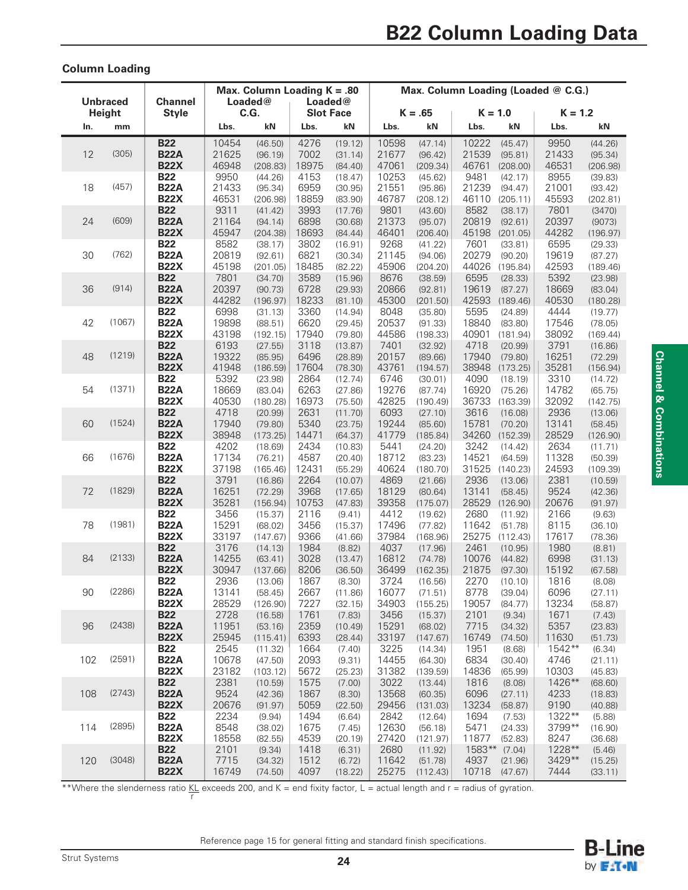# B22 Column Loading Data

### Column Loading

| Unbraced Height | | Channel Style | Max. Column Loading K = .80 | | | | Max. Column Loading (Loaded @ C.G.) | | | | | |
|---|---|---|---|---|---|---|---|---|---|---|---|---|
| | | | Loaded@ C.G. | | Loaded@ Slot Face | | K = .65 | | K = 1.0 | | K = 1.2 | |
| In. | mm | | Lbs. | kN | Lbs. | kN | Lbs. | kN | Lbs. | kN | Lbs. | kN |
| 12 | (305) | **B22** | 10454 | (46.50) | 4276 | (19.12) | 10598 | (47.14) | 10222 | (45.47) | 9950 | (44.26) |
| | | **B22A** | 21625 | (96.19) | 7002 | (31.14) | 21677 | (96.42) | 21539 | (95.81) | 21433 | (95.34) |
| | | **B22X** | 46948 | (208.83) | 18975 | (84.40) | 47061 | (209.34) | 46761 | (208.00) | 46531 | (206.98) |
| 18 | (457) | **B22** | 9950 | (44.26) | 4153 | (18.47) | 10253 | (45.62) | 9481 | (42.17) | 8955 | (39.83) |
| | | **B22A** | 21433 | (95.34) | 6959 | (30.95) | 21551 | (95.86) | 21239 | (94.47) | 21001 | (93.42) |
| | | **B22X** | 46531 | (206.98) | 18859 | (83.90) | 46787 | (208.12) | 46110 | (205.11) | 45593 | (202.81) |
| 24 | (609) | **B22** | 9311 | (41.42) | 3993 | (17.76) | 9801 | (43.60) | 8582 | (38.17) | 7801 | (3470) |
| | | **B22A** | 21164 | (94.14) | 6898 | (30.68) | 21373 | (95.07) | 20819 | (92.61) | 20397 | (9073) |
| | | **B22X** | 45947 | (204.38) | 18693 | (84.44) | 46401 | (206.40) | 45198 | (201.05) | 44282 | (196.97) |
| 30 | (762) | **B22** | 8582 | (38.17) | 3802 | (16.91) | 9268 | (41.22) | 7601 | (33.81) | 6595 | (29.33) |
| | | **B22A** | 20819 | (92.61) | 6821 | (30.34) | 21145 | (94.06) | 20279 | (90.20) | 19619 | (87.27) |
| | | **B22X** | 45198 | (201.05) | 18485 | (82.22) | 45906 | (204.20) | 44026 | (195.84) | 42593 | (189.46) |
| 36 | (914) | **B22** | 7801 | (34.70) | 3589 | (15.96) | 8676 | (38.59) | 6595 | (28.33) | 5392 | (23.98) |
| | | **B22A** | 20397 | (90.73) | 6728 | (29.93) | 20866 | (92.81) | 19619 | (87.27) | 18669 | (83.04) |
| | | **B22X** | 44282 | (196.97) | 18233 | (81.10) | 45300 | (201.50) | 42593 | (189.46) | 40530 | (180.28) |
| 42 | (1067) | **B22** | 6998 | (31.13) | 3360 | (14.94) | 8048 | (35.80) | 5595 | (24.89) | 4444 | (19.77) |
| | | **B22A** | 19898 | (88.51) | 6620 | (29.45) | 20537 | (91.33) | 18840 | (83.80) | 17546 | (78.05) |
| | | **B22X** | 43198 | (192.15) | 17940 | (79.80) | 44586 | (198.33) | 40901 | (181.94) | 38092 | (169.44) |
| 48 | (1219) | **B22** | 6193 | (27.55) | 3118 | (13.87) | 7401 | (32.92) | 4718 | (20.99) | 3791 | (16.86) |
| | | **B22A** | 19322 | (85.95) | 6496 | (28.89) | 20157 | (89.66) | 17940 | (79.80) | 16251 | (72.29) |
| | | **B22X** | 41948 | (186.59) | 17604 | (78.30) | 43761 | (194.57) | 38948 | (173.25) | 35281 | (156.94) |
| 54 | (1371) | **B22** | 5392 | (23.98) | 2864 | (12.74) | 6746 | (30.01) | 4090 | (18.19) | 3310 | (14.72) |
| | | **B22A** | 18669 | (83.04) | 6263 | (27.86) | 19276 | (87.74) | 16920 | (75.26) | 14782 | (65.75) |
| | | **B22X** | 40530 | (180.28) | 16973 | (75.50) | 42825 | (190.49) | 36733 | (163.39) | 32092 | (142.75) |
| 60 | (1524) | **B22** | 4718 | (20.99) | 2631 | (11.70) | 6093 | (27.10) | 3616 | (16.08) | 2936 | (13.06) |
| | | **B22A** | 17940 | (79.80) | 5340 | (23.75) | 19244 | (85.60) | 15781 | (70.20) | 13141 | (58.45) |
| | | **B22X** | 38948 | (173.25) | 14471 | (64.37) | 41779 | (185.84) | 34260 | (152.39) | 28529 | (126.90) |
| 66 | (1676) | **B22** | 4202 | (18.69) | 2434 | (10.83) | 5441 | (24.20) | 3242 | (14.42) | 2634 | (11.71) |
| | | **B22A** | 17134 | (76.21) | 4587 | (20.40) | 18712 | (83.23) | 14521 | (64.59) | 11328 | (50.39) |
| | | **B22X** | 37198 | (165.46) | 12431 | (55.29) | 40624 | (180.70) | 31525 | (140.23) | 24593 | (109.39) |
| 72 | (1829) | **B22** | 3791 | (16.86) | 2264 | (10.07) | 4869 | (21.66) | 2936 | (13.06) | 2381 | (10.59) |
| | | **B22A** | 16251 | (72.29) | 3968 | (17.65) | 18129 | (80.64) | 13141 | (58.45) | 9524 | (42.36) |
| | | **B22X** | 35281 | (156.94) | 10753 | (47.83) | 39358 | (175.07) | 28529 | (126.90) | 20676 | (91.97) |
| 78 | (1981) | **B22** | 3456 | (15.37) | 2116 | (9.41) | 4412 | (19.62) | 2680 | (11.92) | 2166 | (9.63) |
| | | **B22A** | 15291 | (68.02) | 3456 | (15.37) | 17496 | (77.82) | 11642 | (51.78) | 8115 | (36.10) |
| | | **B22X** | 33197 | (147.67) | 9366 | (41.66) | 37984 | (168.96) | 25275 | (112.43) | 17617 | (78.36) |
| 84 | (2133) | **B22** | 3176 | (14.13) | 1984 | (8.82) | 4037 | (17.96) | 2461 | (10.95) | 1980 | (8.81) |
| | | **B22A** | 14255 | (63.41) | 3028 | (13.47) | 16812 | (74.78) | 10076 | (44.82) | 6998 | (31.13) |
| | | **B22X** | 30947 | (137.66) | 8206 | (36.50) | 36499 | (162.35) | 21875 | (97.30) | 15192 | (67.58) |
| 90 | (2286) | **B22** | 2936 | (13.06) | 1867 | (8.30) | 3724 | (16.56) | 2270 | (10.10) | 1816 | (8.08) |
| | | **B22A** | 13141 | (58.45) | 2667 | (11.86) | 16077 | (71.51) | 8778 | (39.04) | 6096 | (27.11) |
| | | **B22X** | 28529 | (126.90) | 7227 | (32.15) | 34903 | (155.25) | 19057 | (84.77) | 13234 | (58.87) |
| 96 | (2438) | **B22** | 2728 | (16.58) | 1761 | (7.83) | 3456 | (15.37) | 2101 | (9.34) | 1671 | (7.43) |
| | | **B22A** | 11951 | (53.16) | 2359 | (10.49) | 15291 | (68.02) | 7715 | (34.32) | 5357 | (23.83) |
| | | **B22X** | 25945 | (115.41) | 6393 | (28.44) | 33197 | (147.67) | 16749 | (74.50) | 11630 | (51.73) |
| 102 | (2591) | **B22** | 2545 | (11.32) | 1664 | (7.40) | 3225 | (14.34) | 1951 | (8.68) | 1542** | (6.34) |
| | | **B22A** | 10678 | (47.50) | 2093 | (9.31) | 14455 | (64.30) | 6834 | (30.40) | 4746 | (21.11) |
| | | **B22X** | 23182 | (103.12) | 5672 | (25.23) | 31382 | (139.59) | 14836 | (65.99) | 10303 | (45.83) |
| 108 | (2743) | **B22** | 2381 | (10.59) | 1575 | (7.00) | 3022 | (13.44) | 1816 | (8.08) | 1426** | (68.60) |
| | | **B22A** | 9524 | (42.36) | 1867 | (8.30) | 13568 | (60.35) | 6096 | (27.11) | 4233 | (18.83) |
| | | **B22X** | 20676 | (91.97) | 5059 | (22.50) | 29456 | (131.03) | 13234 | (58.87) | 9190 | (40.88) |
| 114 | (2895) | **B22** | 2234 | (9.94) | 1494 | (6.64) | 2842 | (12.64) | 1694 | (7.53) | 1322** | (5.88) |
| | | **B22A** | 8548 | (38.02) | 1675 | (7.45) | 12630 | (56.18) | 5471 | (24.33) | 3799** | (16.90) |
| | | **B22X** | 18558 | (82.55) | 4539 | (20.19) | 27420 | (121.97) | 11877 | (52.83) | 8247 | (36.68) |
| 120 | (3048) | **B22** | 2101 | (9.34) | 1418 | (6.31) | 2680 | (11.92) | 1583** | (7.04) | 1228** | (5.46) |
| | | **B22A** | 7715 | (34.32) | 1512 | (6.72) | 11642 | (51.78) | 4937 | (21.96) | 3429** | (15.25) |
| | | **B22X** | 16749 | (74.50) | 4097 | (18.22) | 25275 | (112.43) | 10718 | (47.67) | 7444 | (33.11) |

**Where the slenderness ratio $\frac{KL}{r}$ exceeds 200, and K = end fixity factor, L = actual length and r = radius of gyration.

Reference page 15 for general fitting and standard finish specifications.